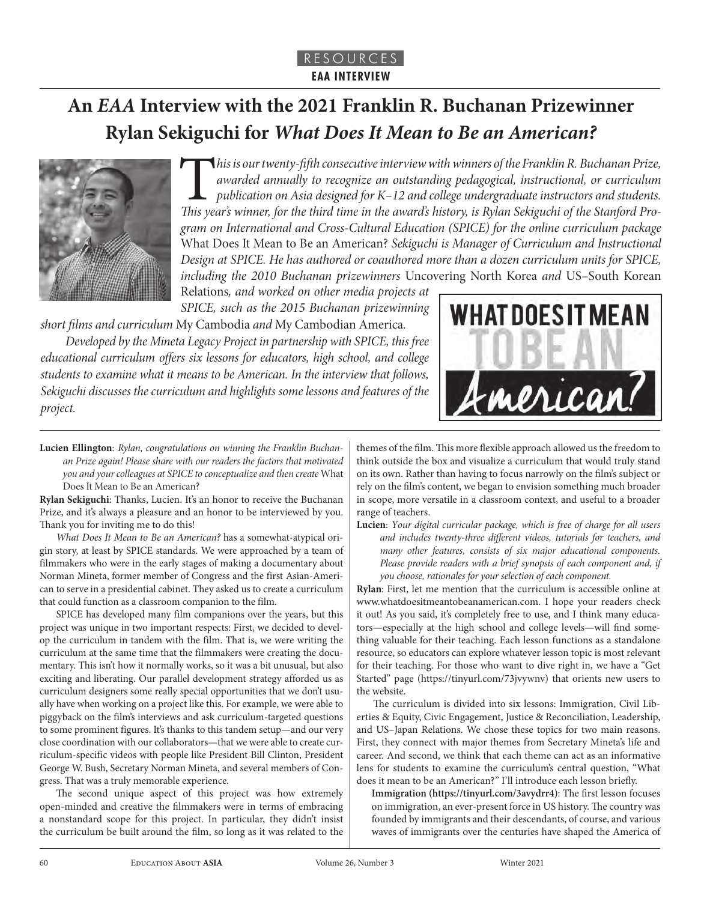RESOURCES

**EAA INTERVIEW**

# An *EAA* Interview with the 2021 Franklin R. Buchanan Prizewinner Rylan Sekiguchi for *What Does It Mean to Be an American?*

*This is our twenty-fifth consecutive interview with winners of the Franklin R. Buchanan Prize, awarded annually to recognize an outstanding pedagogical, instructional, or curriculum publication on Asia designed for K–12 and college undergraduate instructors and students. This year's winner, for the third time in the award's history, is Rylan Sekiguchi of the Stanford Program on International and Cross-Cultural Education (SPICE) for the online curriculum package* What Does It Mean to Be an American? *Sekiguchi is Manager of Curriculum and Instructional Design at SPICE. He has authored or coauthored more than a dozen curriculum units for SPICE, including the 2010 Buchanan prizewinners* Uncovering North Korea *and* US–South Korean Relations*, and worked on other media projects at SPICE, such as the 2015 Buchanan prizewinning short films and curriculum* My Cambodia *and* My Cambodian America*.*

*Developed by the Mineta Legacy Project in partnership with SPICE, this free educational curriculum offers six lessons for educators, high school, and college students to examine what it means to be American. In the interview that follows, Sekiguchi discusses the curriculum and highlights some lessons and features of the project.*

**Lucien Ellington**: *Rylan, congratulations on winning the Franklin Buchanan Prize again! Please share with our readers the factors that motivated you and your colleagues at SPICE to conceptualize and then create* What Does It Mean to Be an American?

**Rylan Sekiguchi**: Thanks, Lucien. It's an honor to receive the Buchanan Prize, and it's always a pleasure and an honor to be interviewed by you. Thank you for inviting me to do this!

*What Does It Mean to Be an American?* has a somewhat-atypical origin story, at least by SPICE standards. We were approached by a team of filmmakers who were in the early stages of making a documentary about Norman Mineta, former member of Congress and the first Asian-American to serve in a presidential cabinet. They asked us to create a curriculum that could function as a classroom companion to the film.

SPICE has developed many film companions over the years, but this project was unique in two important respects: First, we decided to develop the curriculum in tandem with the film. That is, we were writing the curriculum at the same time that the filmmakers were creating the documentary. This isn't how it normally works, so it was a bit unusual, but also exciting and liberating. Our parallel development strategy afforded us as curriculum designers some really special opportunities that we don't usually have when working on a project like this. For example, we were able to piggyback on the film's interviews and ask curriculum-targeted questions to some prominent figures. It's thanks to this tandem setup—and our very close coordination with our collaborators—that we were able to create curriculum-specific videos with people like President Bill Clinton, President George W. Bush, Secretary Norman Mineta, and several members of Congress. That was a truly memorable experience.

The second unique aspect of this project was how extremely open-minded and creative the filmmakers were in terms of embracing a nonstandard scope for this project. In particular, they didn't insist the curriculum be built around the film, so long as it was related to the themes of the film. This more flexible approach allowed us the freedom to think outside the box and visualize a curriculum that would truly stand on its own. Rather than having to focus narrowly on the film's subject or rely on the film's content, we began to envision something much broader in scope, more versatile in a classroom context, and useful to a broader range of teachers.

**Lucien**: *Your digital curricular package, which is free of charge for all users and includes twenty-three different videos, tutorials for teachers, and many other features, consists of six major educational components. Please provide readers with a brief synopsis of each component and, if you choose, rationales for your selection of each component.*

**Rylan**: First, let me mention that the curriculum is accessible online at www.whatdoesitmeantobeanamerican.com. I hope your readers check it out! As you said, it's completely free to use, and I think many educators—especially at the high school and college levels—will find something valuable for their teaching. Each lesson functions as a standalone resource, so educators can explore whatever lesson topic is most relevant for their teaching. For those who want to dive right in, we have a "Get Started" page (https://tinyurl.com/73jvywnv) that orients new users to the website.

The curriculum is divided into six lessons: Immigration, Civil Liberties & Equity, Civic Engagement, Justice & Reconciliation, Leadership, and US–Japan Relations. We chose these topics for two main reasons. First, they connect with major themes from Secretary Mineta's life and career. And second, we think that each theme can act as an informative lens for students to examine the curriculum's central question, "What does it mean to be an American?" I'll introduce each lesson briefly.

**Immigration (https://tinyurl.com/3avydrr4)**: The first lesson focuses on immigration, an ever-present force in US history. The country was founded by immigrants and their descendants, of course, and various waves of immigrants over the centuries have shaped the America of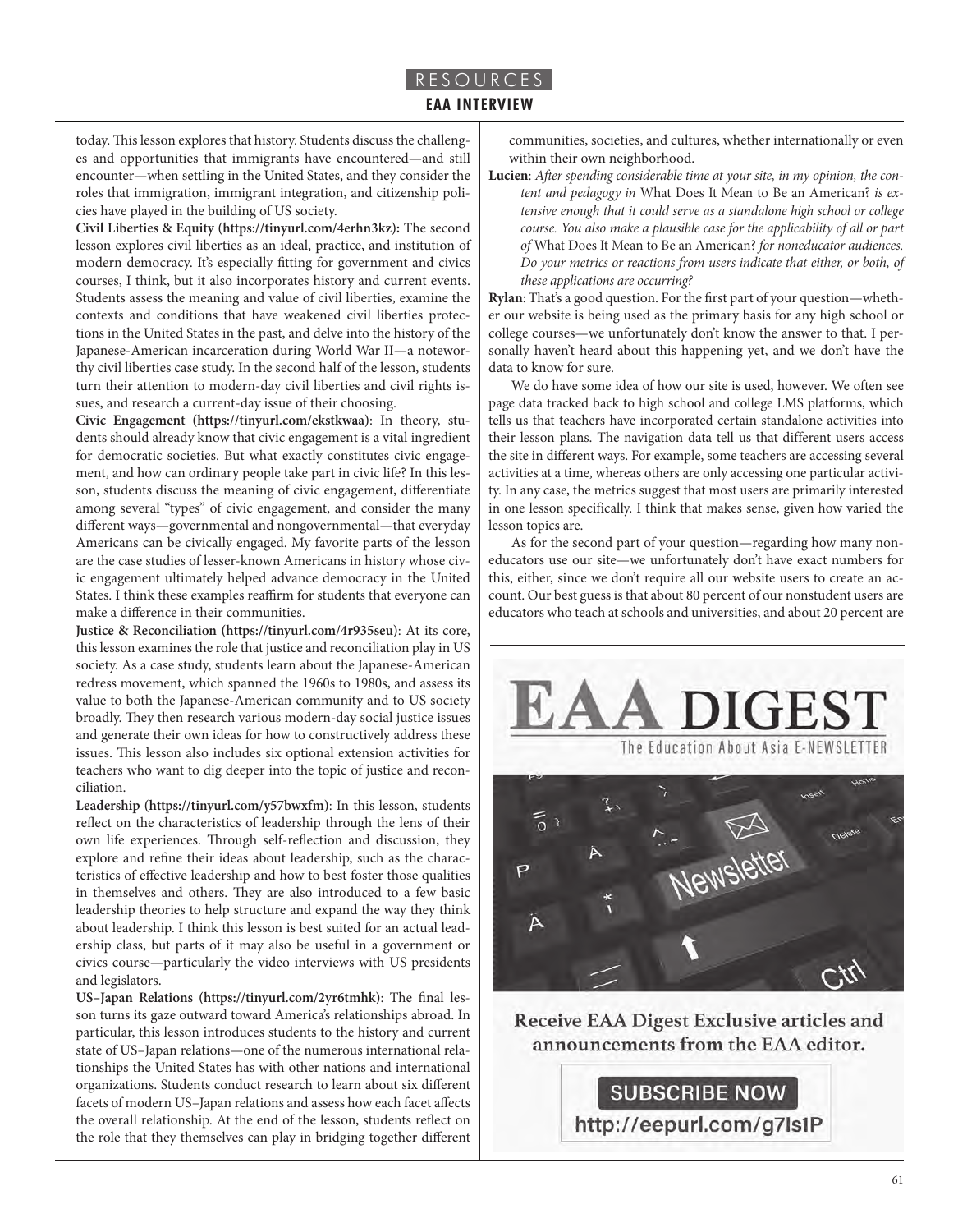today. This lesson explores that history. Students discuss the challenges and opportunities that immigrants have encountered—and still encounter—when settling in the United States, and they consider the roles that immigration, immigrant integration, and citizenship policies have played in the building of US society.

**Civil Liberties & Equity (https://tinyurl.com/4erhn3kz):** The second lesson explores civil liberties as an ideal, practice, and institution of modern democracy. It's especially fitting for government and civics courses, I think, but it also incorporates history and current events. Students assess the meaning and value of civil liberties, examine the contexts and conditions that have weakened civil liberties protections in the United States in the past, and delve into the history of the Japanese-American incarceration during World War II—a noteworthy civil liberties case study. In the second half of the lesson, students turn their attention to modern-day civil liberties and civil rights issues, and research a current-day issue of their choosing.

**Civic Engagement (https://tinyurl.com/ekstkwaa)**: In theory, students should already know that civic engagement is a vital ingredient for democratic societies. But what exactly constitutes civic engagement, and how can ordinary people take part in civic life? In this lesson, students discuss the meaning of civic engagement, differentiate among several "types" of civic engagement, and consider the many different ways—governmental and nongovernmental—that everyday Americans can be civically engaged. My favorite parts of the lesson are the case studies of lesser-known Americans in history whose civic engagement ultimately helped advance democracy in the United States. I think these examples reaffirm for students that everyone can make a difference in their communities.

**Justice & Reconciliation (https://tinyurl.com/4r935seu)**: At its core, this lesson examines the role that justice and reconciliation play in US society. As a case study, students learn about the Japanese-American redress movement, which spanned the 1960s to 1980s, and assess its value to both the Japanese-American community and to US society broadly. They then research various modern-day social justice issues and generate their own ideas for how to constructively address these issues. This lesson also includes six optional extension activities for teachers who want to dig deeper into the topic of justice and reconciliation.

**Leadership (https://tinyurl.com/y57bwxfm)**: In this lesson, students reflect on the characteristics of leadership through the lens of their own life experiences. Through self-reflection and discussion, they explore and refine their ideas about leadership, such as the characteristics of effective leadership and how to best foster those qualities in themselves and others. They are also introduced to a few basic leadership theories to help structure and expand the way they think about leadership. I think this lesson is best suited for an actual leadership class, but parts of it may also be useful in a government or civics course—particularly the video interviews with US presidents and legislators.

**US–Japan Relations (https://tinyurl.com/2yr6tmhk)**: The final lesson turns its gaze outward toward America's relationships abroad. In particular, this lesson introduces students to the history and current state of US–Japan relations—one of the numerous international relationships the United States has with other nations and international organizations. Students conduct research to learn about six different facets of modern US–Japan relations and assess how each facet affects the overall relationship. At the end of the lesson, students reflect on the role that they themselves can play in bridging together different communities, societies, and cultures, whether internationally or even within their own neighborhood.

**Lucien**: *After spending considerable time at your site, in my opinion, the content and pedagogy in* What Does It Mean to Be an American? *is extensive enough that it could serve as a standalone high school or college course. You also make a plausible case for the applicability of all or part of* What Does It Mean to Be an American? *for noneducator audiences. Do your metrics or reactions from users indicate that either, or both, of these applications are occurring?*

**Rylan**: That's a good question. For the first part of your question—whether our website is being used as the primary basis for any high school or college courses—we unfortunately don't know the answer to that. I personally haven't heard about this happening yet, and we don't have the data to know for sure.

We do have some idea of how our site is used, however. We often see page data tracked back to high school and college LMS platforms, which tells us that teachers have incorporated certain standalone activities into their lesson plans. The navigation data tell us that different users access the site in different ways. For example, some teachers are accessing several activities at a time, whereas others are only accessing one particular activity. In any case, the metrics suggest that most users are primarily interested in one lesson specifically. I think that makes sense, given how varied the lesson topics are.

As for the second part of your question—regarding how many noneducators use our site—we unfortunately don't have exact numbers for this, either, since we don't require all our website users to create an account. Our best guess is that about 80 percent of our nonstudent users are educators who teach at schools and universities, and about 20 percent are

EAA DIGEST
The Education About Asia E-NEWSLETTER

Receive EAA Digest Exclusive articles and announcements from the EAA editor.

SUBSCRIBE NOW
http://eepurl.com/g7Is1P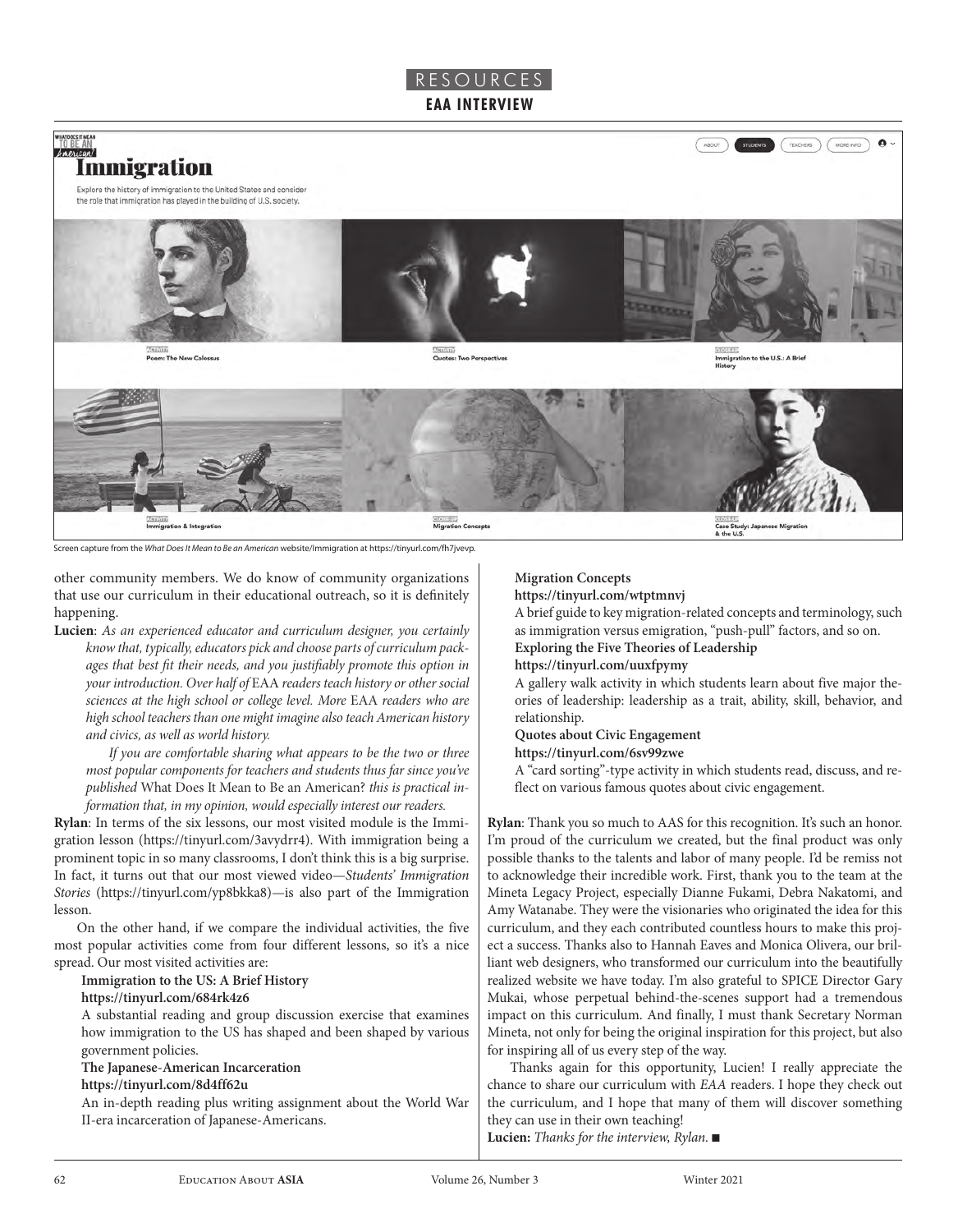Screen capture from the *What Does It Mean to Be an American* website/Immigration at https://tinyurl.com/fh7jvevp.

other community members. We do know of community organizations that use our curriculum in their educational outreach, so it is definitely happening.

**Lucien**: *As an experienced educator and curriculum designer, you certainly know that, typically, educators pick and choose parts of curriculum packages that best fit their needs, and you justifiably promote this option in your introduction. Over half of* EAA *readers teach history or other social sciences at the high school or college level. More* EAA *readers who are high school teachers than one might imagine also teach American history and civics, as well as world history.*

*If you are comfortable sharing what appears to be the two or three most popular components for teachers and students thus far since you've published* What Does It Mean to Be an American? *this is practical information that, in my opinion, would especially interest our readers.*

**Rylan**: In terms of the six lessons, our most visited module is the Immigration lesson (https://tinyurl.com/3avydrr4). With immigration being a prominent topic in so many classrooms, I don't think this is a big surprise. In fact, it turns out that our most viewed video—*Students' Immigration Stories* (https://tinyurl.com/yp8bkka8)—is also part of the Immigration lesson.

On the other hand, if we compare the individual activities, the five most popular activities come from four different lessons, so it's a nice spread. Our most visited activities are:

**Immigration to the US: A Brief History**
**https://tinyurl.com/684rk4z6**
A substantial reading and group discussion exercise that examines how immigration to the US has shaped and been shaped by various government policies.

**The Japanese-American Incarceration**
**https://tinyurl.com/8d4ff62u**
An in-depth reading plus writing assignment about the World War II-era incarceration of Japanese-Americans.

**Migration Concepts**
**https://tinyurl.com/wtptmnvj**
A brief guide to key migration-related concepts and terminology, such as immigration versus emigration, "push-pull" factors, and so on.

**Exploring the Five Theories of Leadership**
**https://tinyurl.com/uuxfpymy**
A gallery walk activity in which students learn about five major theories of leadership: leadership as a trait, ability, skill, behavior, and relationship.

**Quotes about Civic Engagement**
**https://tinyurl.com/6sv99zwe**
A "card sorting"-type activity in which students read, discuss, and reflect on various famous quotes about civic engagement.

**Rylan**: Thank you so much to AAS for this recognition. It's such an honor. I'm proud of the curriculum we created, but the final product was only possible thanks to the talents and labor of many people. I'd be remiss not to acknowledge their incredible work. First, thank you to the team at the Mineta Legacy Project, especially Dianne Fukami, Debra Nakatomi, and Amy Watanabe. They were the visionaries who originated the idea for this curriculum, and they each contributed countless hours to make this project a success. Thanks also to Hannah Eaves and Monica Olivera, our brilliant web designers, who transformed our curriculum into the beautifully realized website we have today. I'm also grateful to SPICE Director Gary Mukai, whose perpetual behind-the-scenes support had a tremendous impact on this curriculum. And finally, I must thank Secretary Norman Mineta, not only for being the original inspiration for this project, but also for inspiring all of us every step of the way.

Thanks again for this opportunity, Lucien! I really appreciate the chance to share our curriculum with *EAA* readers. I hope they check out the curriculum, and I hope that many of them will discover something they can use in their own teaching!

**Lucien:** *Thanks for the interview, Rylan.* ■